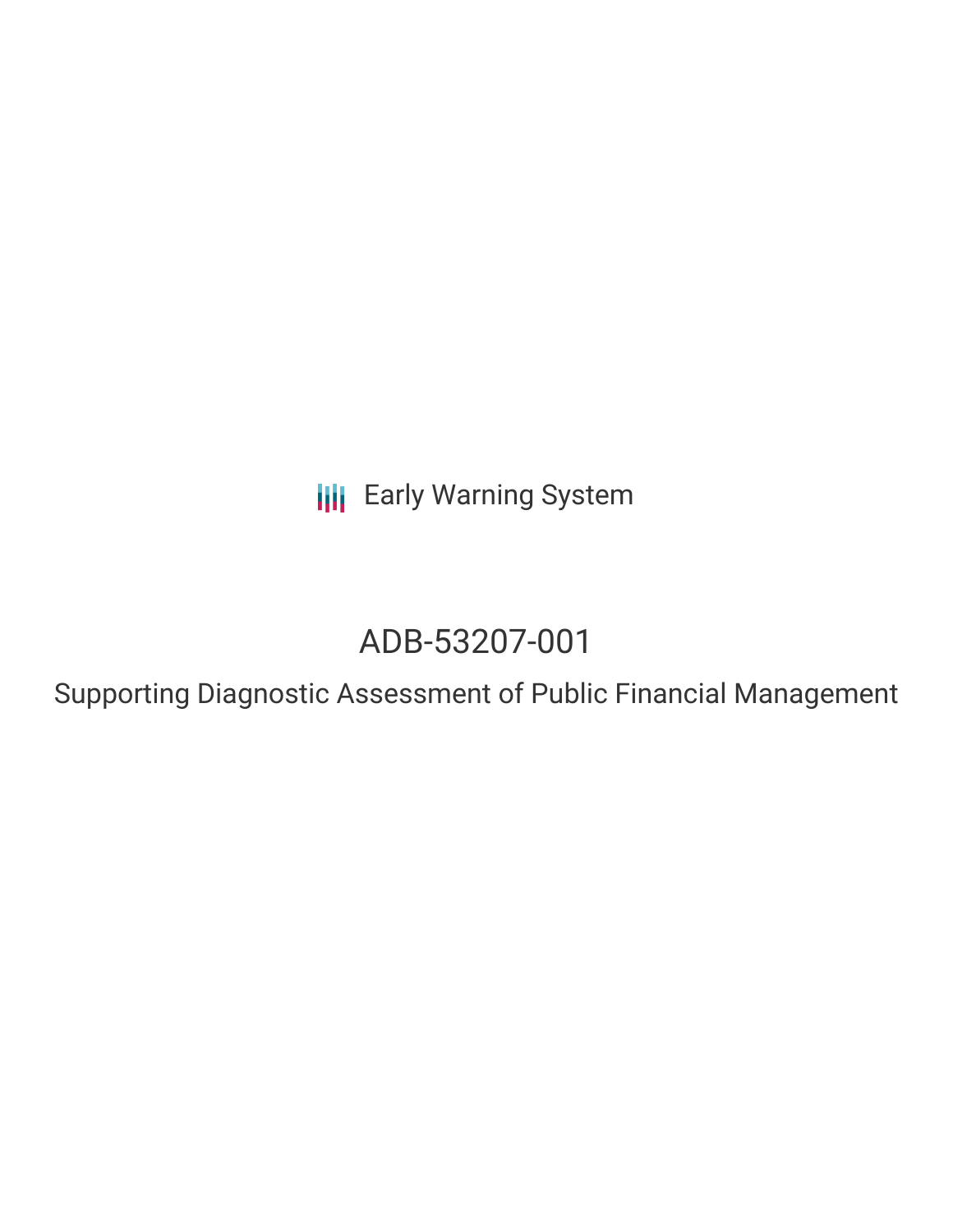Early Warning System

# ADB-53207-001

## Supporting Diagnostic Assessment of Public Financial Management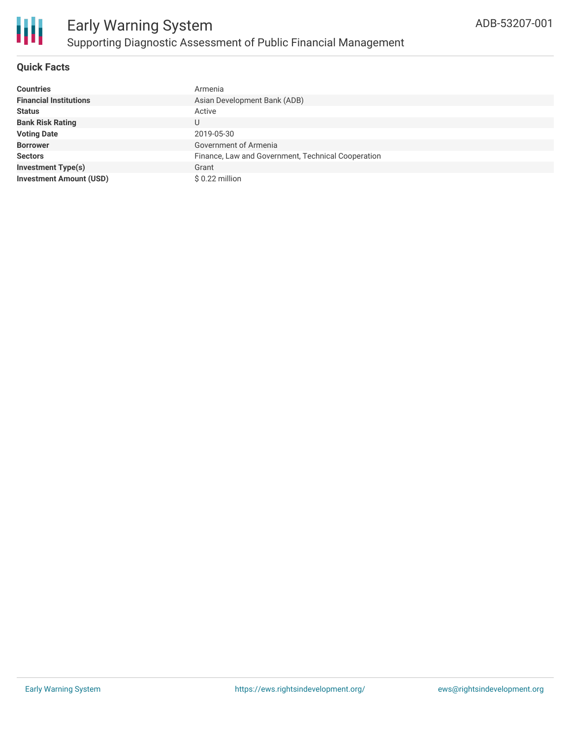# Early Warning System

## Supporting Diagnostic Assessment of Public Financial Management

ADB-53207-001

### Quick Facts

| | |
|---|---|
| **Countries** | Armenia |
| **Financial Institutions** | Asian Development Bank (ADB) |
| **Status** | Active |
| **Bank Risk Rating** | U |
| **Voting Date** | 2019-05-30 |
| **Borrower** | Government of Armenia |
| **Sectors** | Finance, Law and Government, Technical Cooperation |
| **Investment Type(s)** | Grant |
| **Investment Amount (USD)** | $ 0.22 million |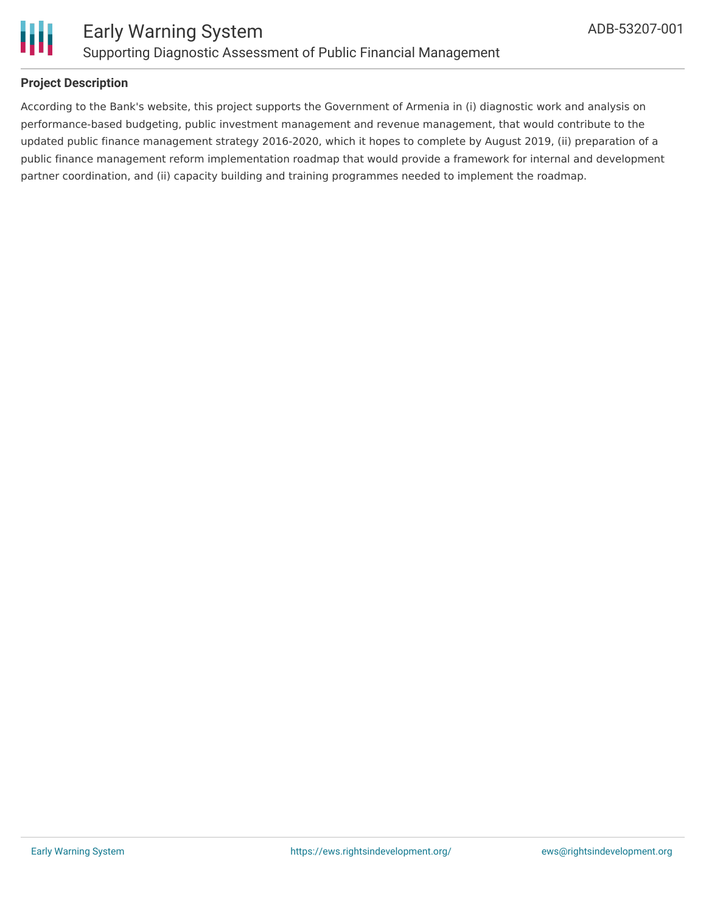## Project Description

According to the Bank's website, this project supports the Government of Armenia in (i) diagnostic work and analysis on performance-based budgeting, public investment management and revenue management, that would contribute to the updated public finance management strategy 2016-2020, which it hopes to complete by August 2019, (ii) preparation of a public finance management reform implementation roadmap that would provide a framework for internal and development partner coordination, and (ii) capacity building and training programmes needed to implement the roadmap.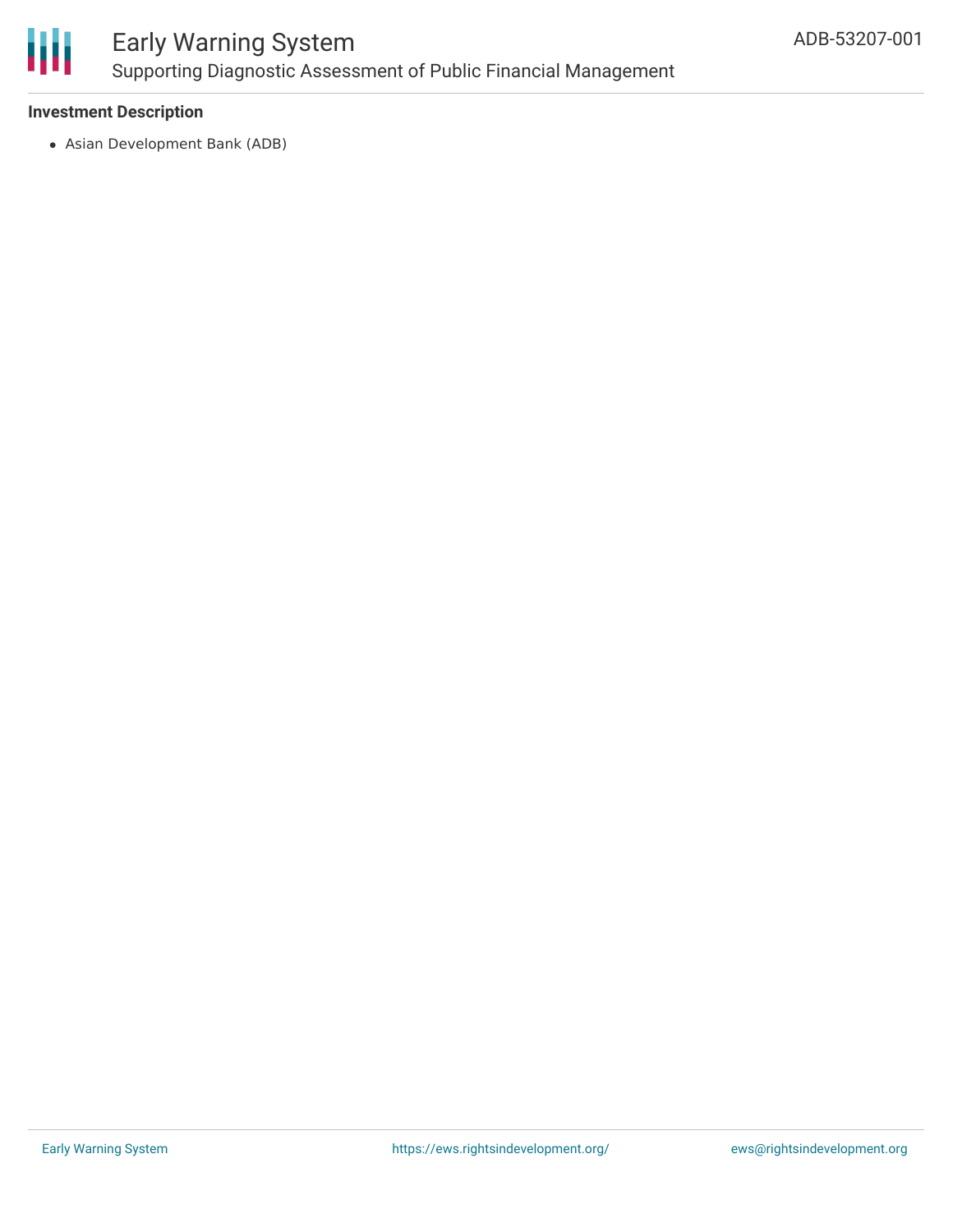**Investment Description**

- Asian Development Bank (ADB)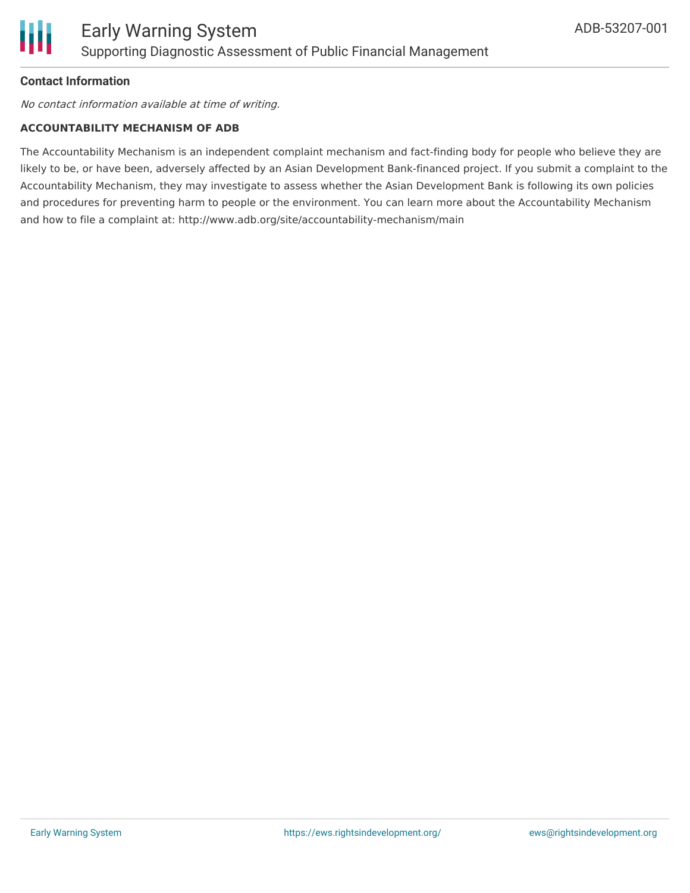#### Contact Information

*No contact information available at time of writing.*

**ACCOUNTABILITY MECHANISM OF ADB**

The Accountability Mechanism is an independent complaint mechanism and fact-finding body for people who believe they are likely to be, or have been, adversely affected by an Asian Development Bank-financed project. If you submit a complaint to the Accountability Mechanism, they may investigate to assess whether the Asian Development Bank is following its own policies and procedures for preventing harm to people or the environment. You can learn more about the Accountability Mechanism and how to file a complaint at: http://www.adb.org/site/accountability-mechanism/main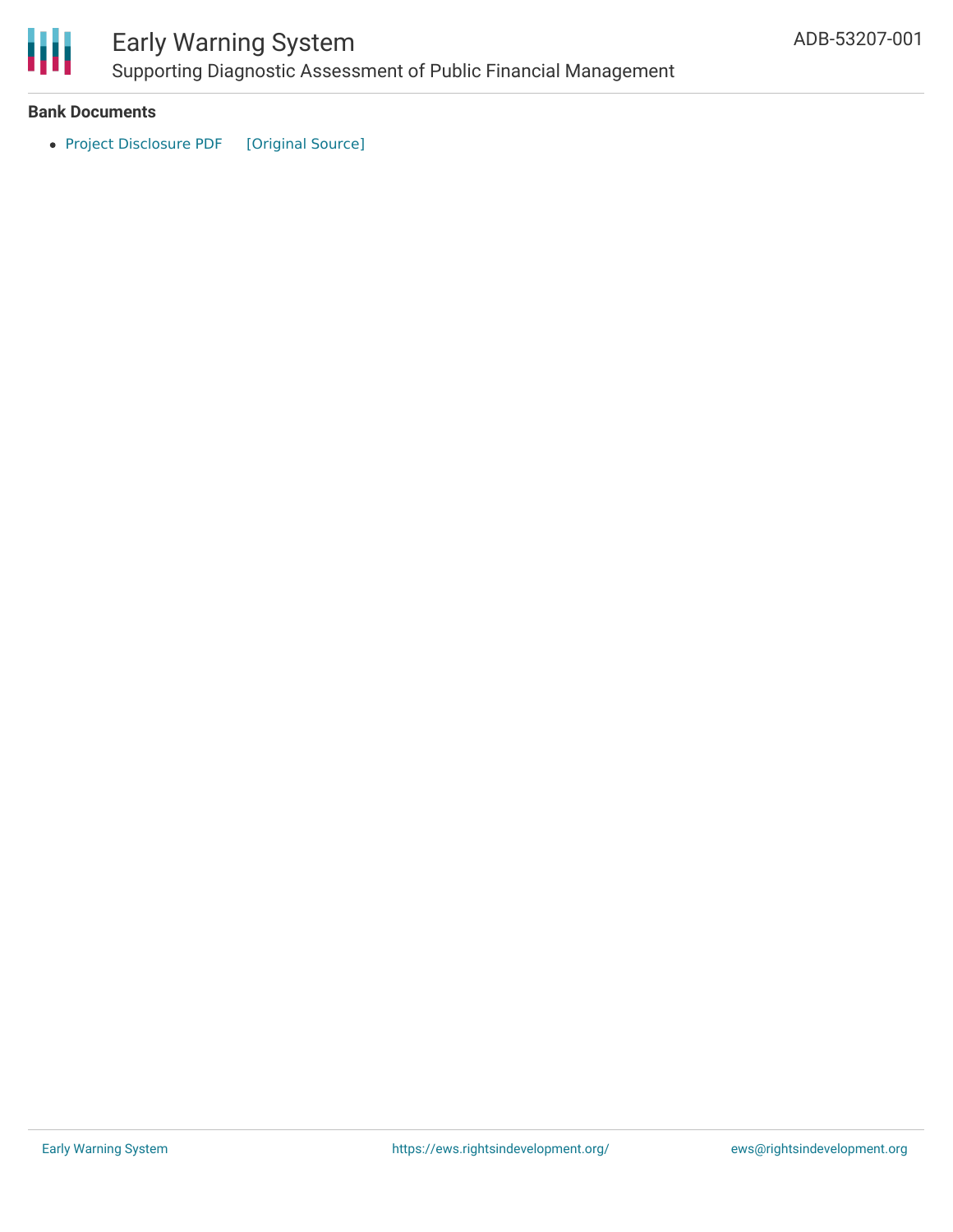**Bank Documents**

- Project Disclosure PDF [Original Source]